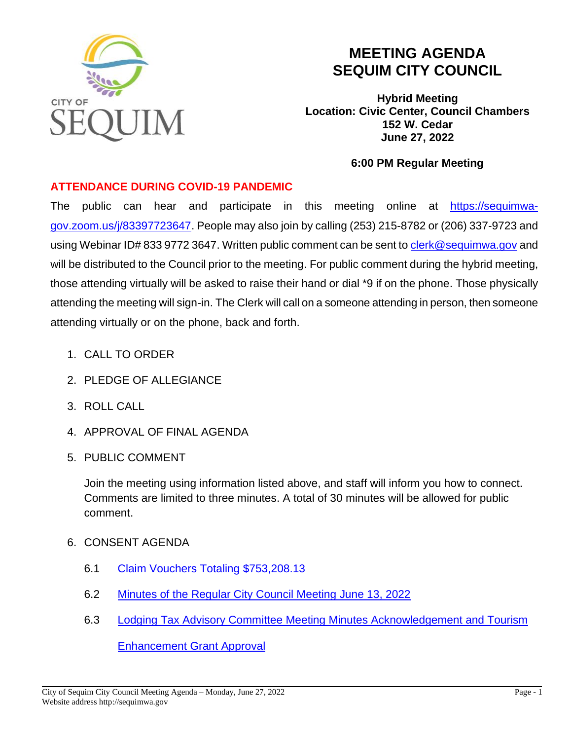CITY OF SEQUIM

# MEETING AGENDA
# SEQUIM CITY COUNCIL

**Hybrid Meeting**
**Location: Civic Center, Council Chambers**
**152 W. Cedar**
**June 27, 2022**

**6:00 PM Regular Meeting**

## ATTENDANCE DURING COVID-19 PANDEMIC

The public can hear and participate in this meeting online at [https://sequimwa-gov.zoom.us/j/83397723647](https://sequimwa-gov.zoom.us/j/83397723647). People may also join by calling (253) 215-8782 or (206) 337-9723 and using Webinar ID# 833 9772 3647. Written public comment can be sent to [clerk@sequimwa.gov](mailto:clerk@sequimwa.gov) and will be distributed to the Council prior to the meeting. For public comment during the hybrid meeting, those attending virtually will be asked to raise their hand or dial *9 if on the phone. Those physically attending the meeting will sign-in. The Clerk will call on a someone attending in person, then someone attending virtually or on the phone, back and forth.

1. CALL TO ORDER
2. PLEDGE OF ALLEGIANCE
3. ROLL CALL
4. APPROVAL OF FINAL AGENDA
5. PUBLIC COMMENT

   Join the meeting using information listed above, and staff will inform you how to connect. Comments are limited to three minutes. A total of 30 minutes will be allowed for public comment.

6. CONSENT AGENDA

   6.1 Claim Vouchers Totaling $753,208.13

   6.2 Minutes of the Regular City Council Meeting June 13, 2022

   6.3 Lodging Tax Advisory Committee Meeting Minutes Acknowledgement and Tourism Enhancement Grant Approval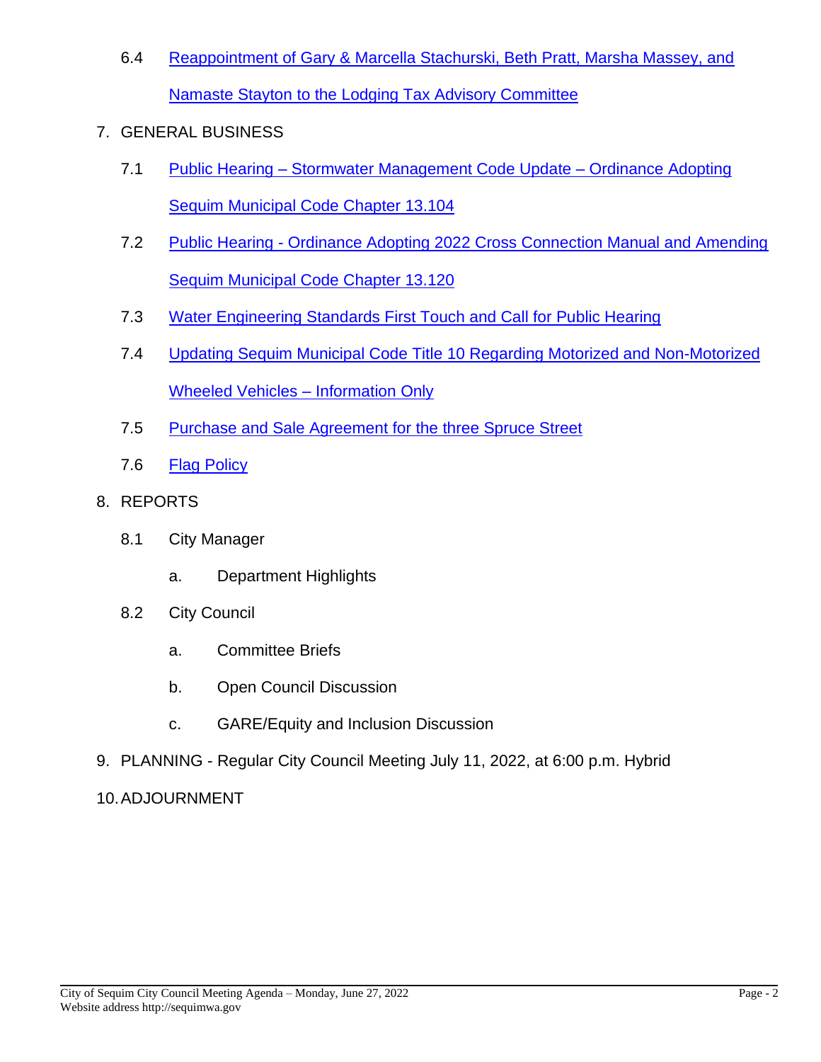6.4 Reappointment of Gary & Marcella Stachurski, Beth Pratt, Marsha Massey, and Namaste Stayton to the Lodging Tax Advisory Committee

7. GENERAL BUSINESS

   7.1 Public Hearing – Stormwater Management Code Update – Ordinance Adopting Sequim Municipal Code Chapter 13.104

   7.2 Public Hearing - Ordinance Adopting 2022 Cross Connection Manual and Amending Sequim Municipal Code Chapter 13.120

   7.3 Water Engineering Standards First Touch and Call for Public Hearing

   7.4 Updating Sequim Municipal Code Title 10 Regarding Motorized and Non-Motorized Wheeled Vehicles – Information Only

   7.5 Purchase and Sale Agreement for the three Spruce Street

   7.6 Flag Policy

8. REPORTS

   8.1 City Manager

      a. Department Highlights

   8.2 City Council

      a. Committee Briefs

      b. Open Council Discussion

      c. GARE/Equity and Inclusion Discussion

9. PLANNING - Regular City Council Meeting July 11, 2022, at 6:00 p.m. Hybrid

10. ADJOURNMENT